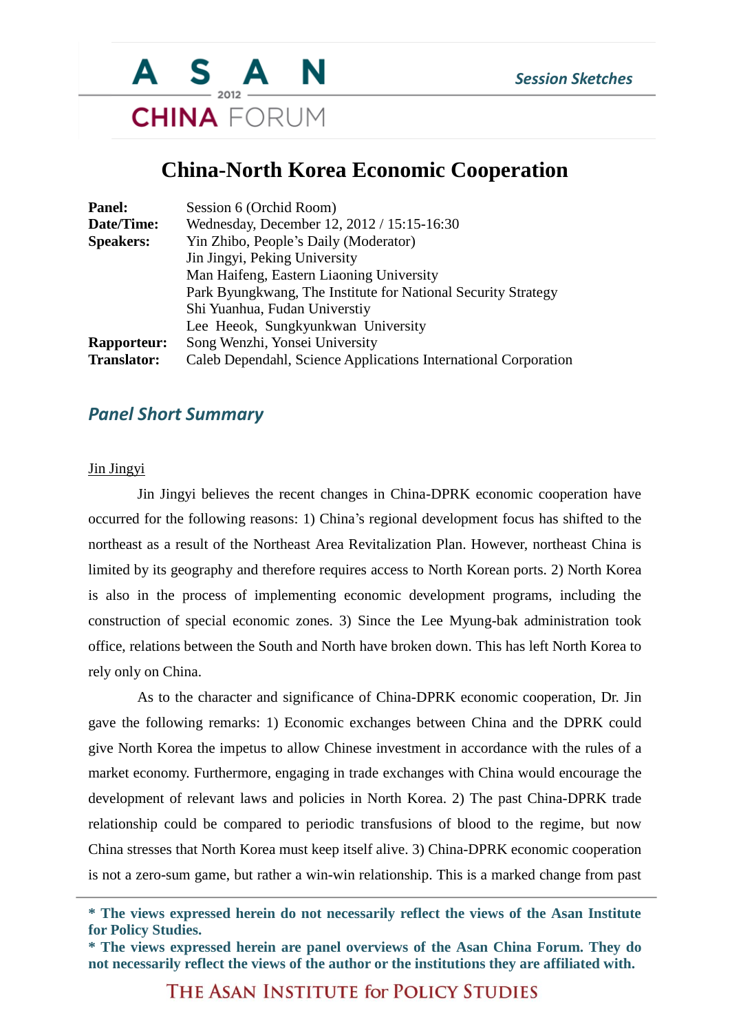# China-North Korea Economic Cooperation

| | |
|---|---|
| **Panel:** | Session 6 (Orchid Room) |
| **Date/Time:** | Wednesday, December 12, 2012 / 15:15-16:30 |
| **Speakers:** | Yin Zhibo, People's Daily (Moderator) |
| | Jin Jingyi, Peking University |
| | Man Haifeng, Eastern Liaoning University |
| | Park Byungkwang, The Institute for National Security Strategy |
| | Shi Yuanhua, Fudan Universtiy |
| | Lee Heeok, Sungkyunkwan University |
| **Rapporteur:** | Song Wenzhi, Yonsei University |
| **Translator:** | Caleb Dependahl, Science Applications International Corporation |

## *Panel Short Summary*

Jin Jingyi

Jin Jingyi believes the recent changes in China-DPRK economic cooperation have occurred for the following reasons: 1) China's regional development focus has shifted to the northeast as a result of the Northeast Area Revitalization Plan. However, northeast China is limited by its geography and therefore requires access to North Korean ports. 2) North Korea is also in the process of implementing economic development programs, including the construction of special economic zones. 3) Since the Lee Myung-bak administration took office, relations between the South and North have broken down. This has left North Korea to rely only on China.

As to the character and significance of China-DPRK economic cooperation, Dr. Jin gave the following remarks: 1) Economic exchanges between China and the DPRK could give North Korea the impetus to allow Chinese investment in accordance with the rules of a market economy. Furthermore, engaging in trade exchanges with China would encourage the development of relevant laws and policies in North Korea. 2) The past China-DPRK trade relationship could be compared to periodic transfusions of blood to the regime, but now China stresses that North Korea must keep itself alive. 3) China-DPRK economic cooperation is not a zero-sum game, but rather a win-win relationship. This is a marked change from past

**\* The views expressed herein do not necessarily reflect the views of the Asan Institute for Policy Studies.**
**\* The views expressed herein are panel overviews of the Asan China Forum. They do not necessarily reflect the views of the author or the institutions they are affiliated with.**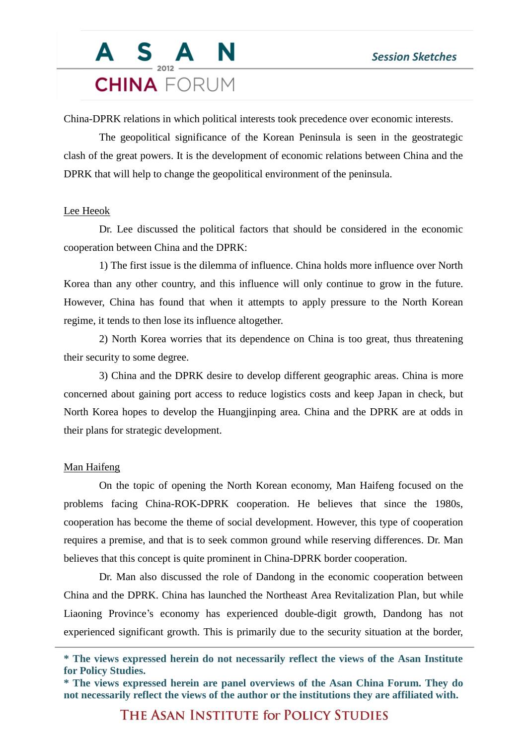China-DPRK relations in which political interests took precedence over economic interests.

The geopolitical significance of the Korean Peninsula is seen in the geostrategic clash of the great powers. It is the development of economic relations between China and the DPRK that will help to change the geopolitical environment of the peninsula.

<u>Lee Heeok</u>

Dr. Lee discussed the political factors that should be considered in the economic cooperation between China and the DPRK:

1) The first issue is the dilemma of influence. China holds more influence over North Korea than any other country, and this influence will only continue to grow in the future. However, China has found that when it attempts to apply pressure to the North Korean regime, it tends to then lose its influence altogether.

2) North Korea worries that its dependence on China is too great, thus threatening their security to some degree.

3) China and the DPRK desire to develop different geographic areas. China is more concerned about gaining port access to reduce logistics costs and keep Japan in check, but North Korea hopes to develop the Huangjinping area. China and the DPRK are at odds in their plans for strategic development.

<u>Man Haifeng</u>

On the topic of opening the North Korean economy, Man Haifeng focused on the problems facing China-ROK-DPRK cooperation. He believes that since the 1980s, cooperation has become the theme of social development. However, this type of cooperation requires a premise, and that is to seek common ground while reserving differences. Dr. Man believes that this concept is quite prominent in China-DPRK border cooperation.

Dr. Man also discussed the role of Dandong in the economic cooperation between China and the DPRK. China has launched the Northeast Area Revitalization Plan, but while Liaoning Province's economy has experienced double-digit growth, Dandong has not experienced significant growth. This is primarily due to the security situation at the border,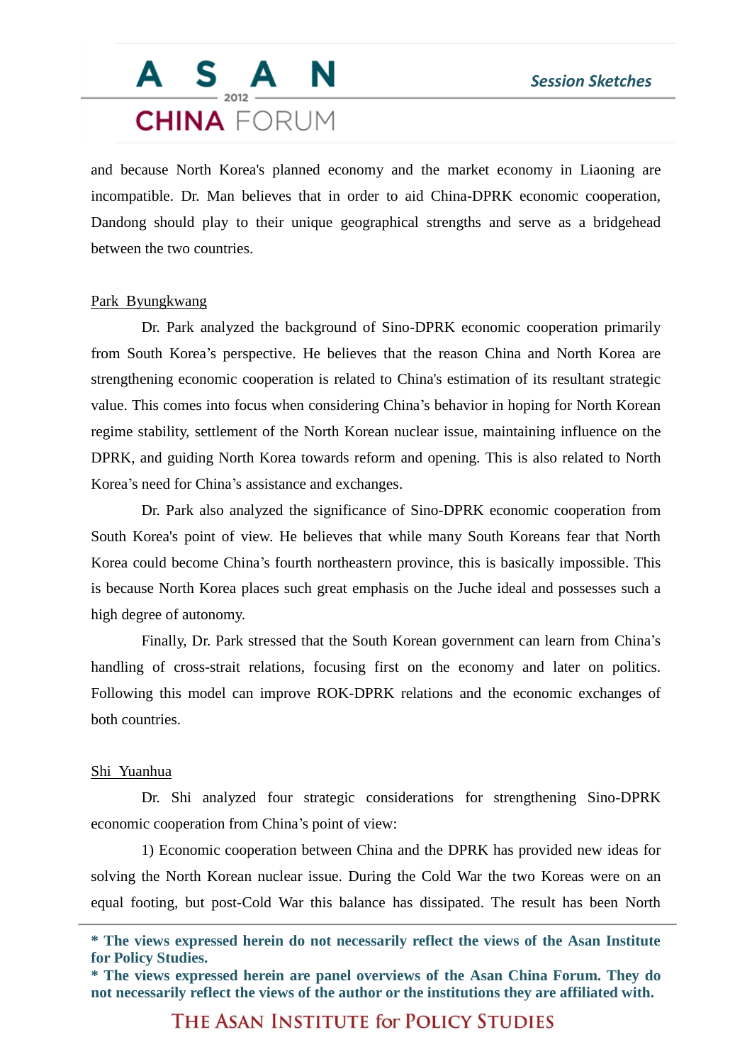and because North Korea's planned economy and the market economy in Liaoning are incompatible. Dr. Man believes that in order to aid China-DPRK economic cooperation, Dandong should play to their unique geographical strengths and serve as a bridgehead between the two countries.

Park Byungkwang

Dr. Park analyzed the background of Sino-DPRK economic cooperation primarily from South Korea's perspective. He believes that the reason China and North Korea are strengthening economic cooperation is related to China's estimation of its resultant strategic value. This comes into focus when considering China's behavior in hoping for North Korean regime stability, settlement of the North Korean nuclear issue, maintaining influence on the DPRK, and guiding North Korea towards reform and opening. This is also related to North Korea's need for China's assistance and exchanges.

Dr. Park also analyzed the significance of Sino-DPRK economic cooperation from South Korea's point of view. He believes that while many South Koreans fear that North Korea could become China's fourth northeastern province, this is basically impossible. This is because North Korea places such great emphasis on the Juche ideal and possesses such a high degree of autonomy.

Finally, Dr. Park stressed that the South Korean government can learn from China's handling of cross-strait relations, focusing first on the economy and later on politics. Following this model can improve ROK-DPRK relations and the economic exchanges of both countries.

Shi Yuanhua

Dr. Shi analyzed four strategic considerations for strengthening Sino-DPRK economic cooperation from China's point of view:

1) Economic cooperation between China and the DPRK has provided new ideas for solving the North Korean nuclear issue. During the Cold War the two Koreas were on an equal footing, but post-Cold War this balance has dissipated. The result has been North

**\* The views expressed herein do not necessarily reflect the views of the Asan Institute for Policy Studies.**
**\* The views expressed herein are panel overviews of the Asan China Forum. They do not necessarily reflect the views of the author or the institutions they are affiliated with.**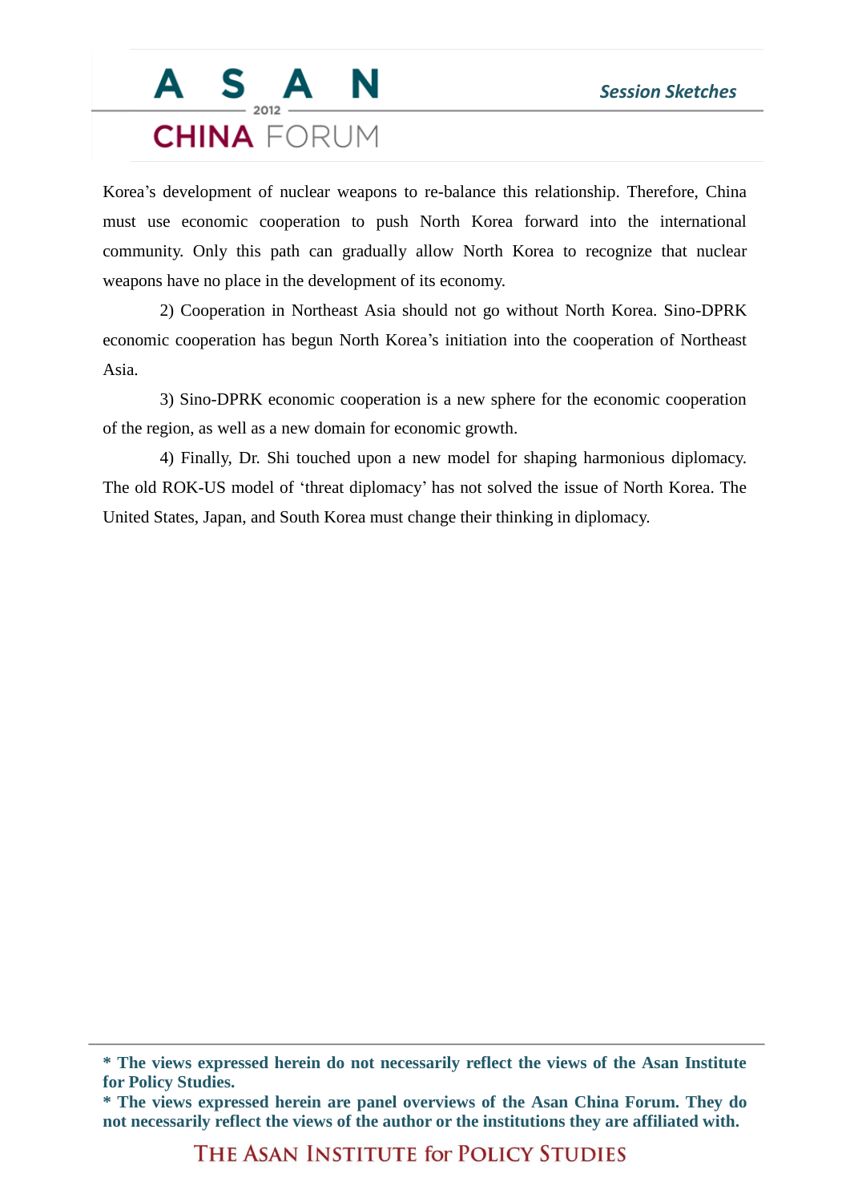Korea's development of nuclear weapons to re-balance this relationship. Therefore, China must use economic cooperation to push North Korea forward into the international community. Only this path can gradually allow North Korea to recognize that nuclear weapons have no place in the development of its economy.

2) Cooperation in Northeast Asia should not go without North Korea. Sino-DPRK economic cooperation has begun North Korea's initiation into the cooperation of Northeast Asia.

3) Sino-DPRK economic cooperation is a new sphere for the economic cooperation of the region, as well as a new domain for economic growth.

4) Finally, Dr. Shi touched upon a new model for shaping harmonious diplomacy. The old ROK-US model of 'threat diplomacy' has not solved the issue of North Korea. The United States, Japan, and South Korea must change their thinking in diplomacy.

**\* The views expressed herein do not necessarily reflect the views of the Asan Institute for Policy Studies.**
**\* The views expressed herein are panel overviews of the Asan China Forum. They do not necessarily reflect the views of the author or the institutions they are affiliated with.**